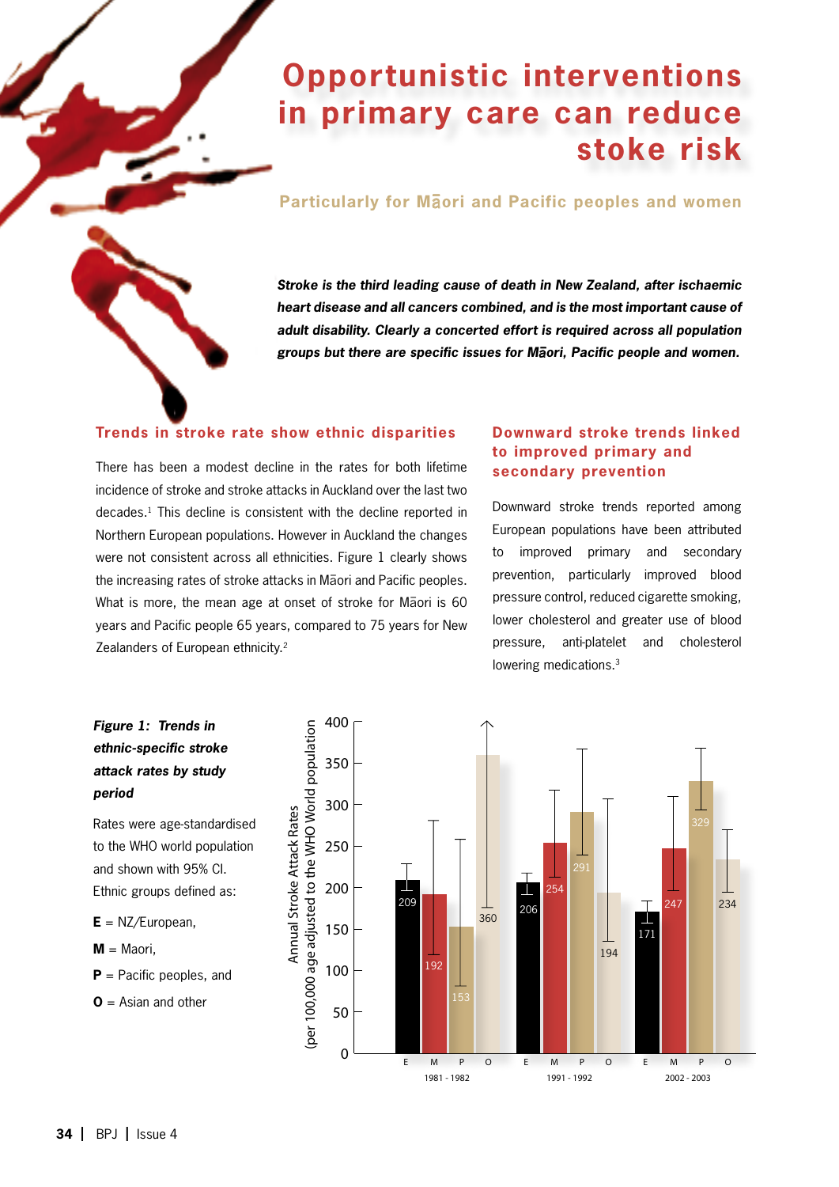# Opportunistic interventions in primary care can reduce stoke risk

## Particularly for Māori and Pacific peoples and women

***Stroke is the third leading cause of death in New Zealand, after ischaemic heart disease and all cancers combined, and is the most important cause of adult disability. Clearly a concerted effort is required across all population groups but there are specific issues for Māori, Pacific people and women.***

### Trends in stroke rate show ethnic disparities

There has been a modest decline in the rates for both lifetime incidence of stroke and stroke attacks in Auckland over the last two decades.[1] This decline is consistent with the decline reported in Northern European populations. However in Auckland the changes were not consistent across all ethnicities. Figure 1 clearly shows the increasing rates of stroke attacks in Māori and Pacific peoples. What is more, the mean age at onset of stroke for Māori is 60 years and Pacific people 65 years, compared to 75 years for New Zealanders of European ethnicity.[2]

### Downward stroke trends linked to improved primary and secondary prevention

Downward stroke trends reported among European populations have been attributed to improved primary and secondary prevention, particularly improved blood pressure control, reduced cigarette smoking, lower cholesterol and greater use of blood pressure, anti-platelet and cholesterol lowering medications.[3]

***Figure 1: Trends in ethnic-specific stroke attack rates by study period***

Rates were age-standardised to the WHO world population and shown with 95% CI. Ethnic groups defined as:

**E** = NZ/European,

**M** = Maori,

**P** = Pacific peoples, and

**O** = Asian and other

Annual Stroke Attack Rates (per 100,000 age adjusted to the WHO World population)

| Study period | E | M | P | O |
|---|---|---|---|---|
| 1981 - 1982 | 209 | 192 | 153 | 360 |
| 1991 - 1992 | 206 | 254 | 291 | 194 |
| 2002 - 2003 | 171 | 247 | 329 | 234 |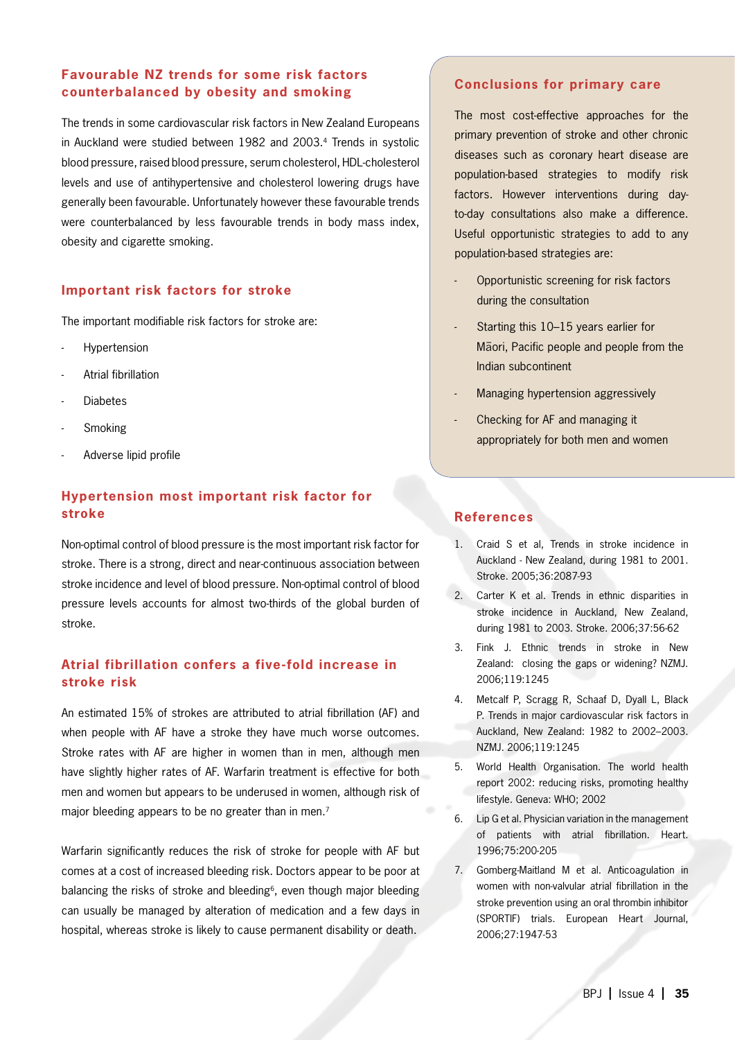## Favourable NZ trends for some risk factors counterbalanced by obesity and smoking

The trends in some cardiovascular risk factors in New Zealand Europeans in Auckland were studied between 1982 and 2003.[4] Trends in systolic blood pressure, raised blood pressure, serum cholesterol, HDL-cholesterol levels and use of antihypertensive and cholesterol lowering drugs have generally been favourable. Unfortunately however these favourable trends were counterbalanced by less favourable trends in body mass index, obesity and cigarette smoking.

## Important risk factors for stroke

The important modifiable risk factors for stroke are:

- Hypertension
- Atrial fibrillation
- Diabetes
- Smoking
- Adverse lipid profile

## Hypertension most important risk factor for stroke

Non-optimal control of blood pressure is the most important risk factor for stroke. There is a strong, direct and near-continuous association between stroke incidence and level of blood pressure. Non-optimal control of blood pressure levels accounts for almost two-thirds of the global burden of stroke.

## Atrial fibrillation confers a five-fold increase in stroke risk

An estimated 15% of strokes are attributed to atrial fibrillation (AF) and when people with AF have a stroke they have much worse outcomes. Stroke rates with AF are higher in women than in men, although men have slightly higher rates of AF. Warfarin treatment is effective for both men and women but appears to be underused in women, although risk of major bleeding appears to be no greater than in men.[7]

Warfarin significantly reduces the risk of stroke for people with AF but comes at a cost of increased bleeding risk. Doctors appear to be poor at balancing the risks of stroke and bleeding[6], even though major bleeding can usually be managed by alteration of medication and a few days in hospital, whereas stroke is likely to cause permanent disability or death.

## Conclusions for primary care

The most cost-effective approaches for the primary prevention of stroke and other chronic diseases such as coronary heart disease are population-based strategies to modify risk factors. However interventions during day-to-day consultations also make a difference. Useful opportunistic strategies to add to any population-based strategies are:

- Opportunistic screening for risk factors during the consultation
- Starting this 10–15 years earlier for Māori, Pacific people and people from the Indian subcontinent
- Managing hypertension aggressively
- Checking for AF and managing it appropriately for both men and women

## References

1. Craid S et al, Trends in stroke incidence in Auckland - New Zealand, during 1981 to 2001. Stroke. 2005;36:2087-93
2. Carter K et al. Trends in ethnic disparities in stroke incidence in Auckland, New Zealand, during 1981 to 2003. Stroke. 2006;37:56-62
3. Fink J. Ethnic trends in stroke in New Zealand: closing the gaps or widening? NZMJ. 2006;119:1245
4. Metcalf P, Scragg R, Schaaf D, Dyall L, Black P. Trends in major cardiovascular risk factors in Auckland, New Zealand: 1982 to 2002–2003. NZMJ. 2006;119:1245
5. World Health Organisation. The world health report 2002: reducing risks, promoting healthy lifestyle. Geneva: WHO; 2002
6. Lip G et al. Physician variation in the management of patients with atrial fibrillation. Heart. 1996;75:200-205
7. Gomberg-Maitland M et al. Anticoagulation in women with non-valvular atrial fibrillation in the stroke prevention using an oral thrombin inhibitor (SPORTIF) trials. European Heart Journal, 2006;27:1947-53